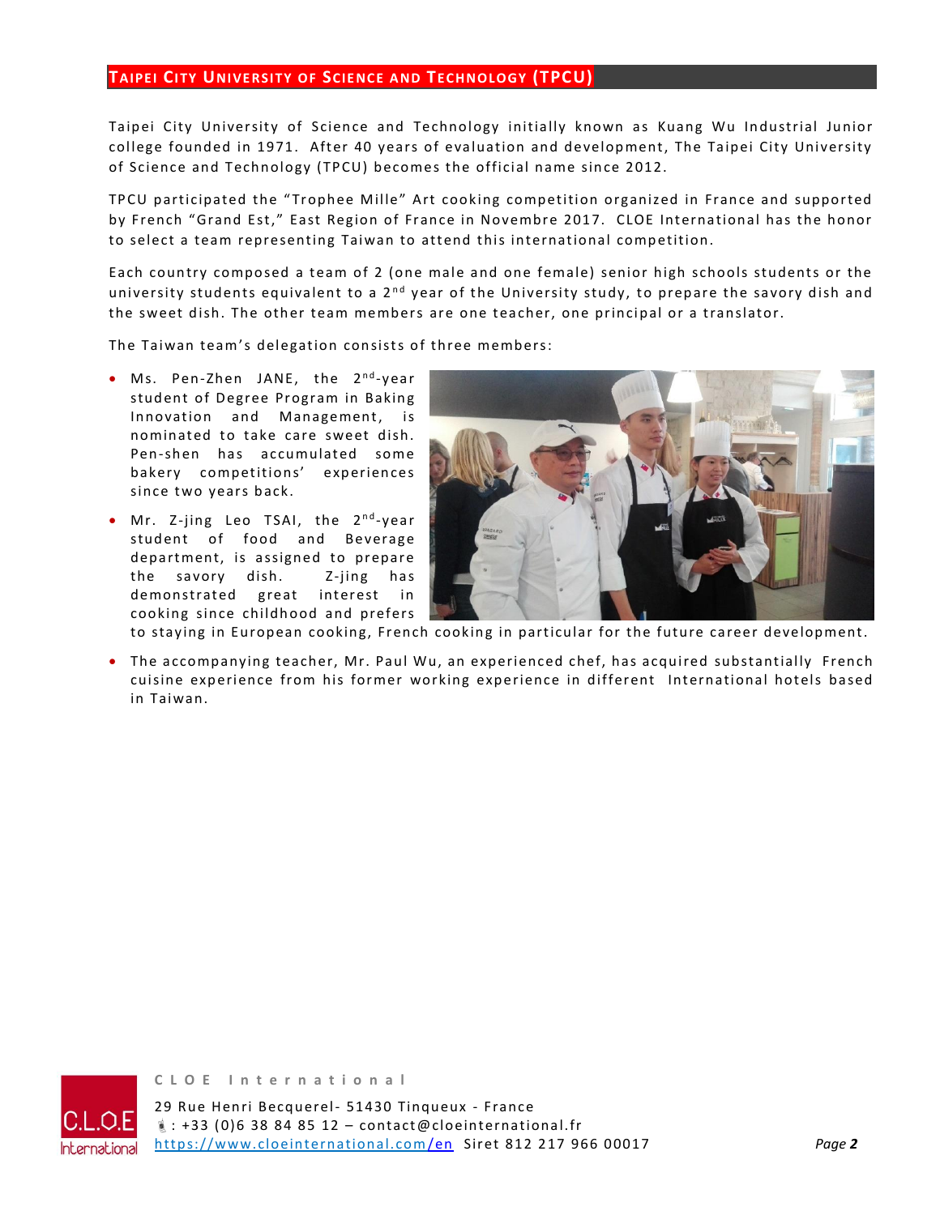## Taipei City University of Science and Technology (TPCU)

Taipei City University of Science and Technology initially known as Kuang Wu Industrial Junior college founded in 1971. After 40 years of evaluation and development, The Taipei City University of Science and Technology (TPCU) becomes the official name since 2012.

TPCU participated the "Trophee Mille" Art cooking competition organized in France and supported by French "Grand Est," East Region of France in Novembre 2017. CLOE International has the honor to select a team representing Taiwan to attend this international competition.

Each country composed a team of 2 (one male and one female) senior high schools students or the university students equivalent to a 2nd year of the University study, to prepare the savory dish and the sweet dish. The other team members are one teacher, one principal or a translator.

The Taiwan team's delegation consists of three members:

- Ms. Pen-Zhen JANE, the 2nd-year student of Degree Program in Baking Innovation and Management, is nominated to take care sweet dish. Pen-shen has accumulated some bakery competitions' experiences since two years back.
- Mr. Z-jing Leo TSAI, the 2nd-year student of food and Beverage department, is assigned to prepare the savory dish. Z-jing has demonstrated great interest in cooking since childhood and prefers to staying in European cooking, French cooking in particular for the future career development.
- The accompanying teacher, Mr. Paul Wu, an experienced chef, has acquired substantially French cuisine experience from his former working experience in different International hotels based in Taiwan.

C L O E International

29 Rue Henri Becquerel- 51430 Tinqueux - France
: +33 (0)6 38 84 85 12 – contact@cloeinternational.fr
https://www.cloeinternational.com/en Siret 812 217 966 00017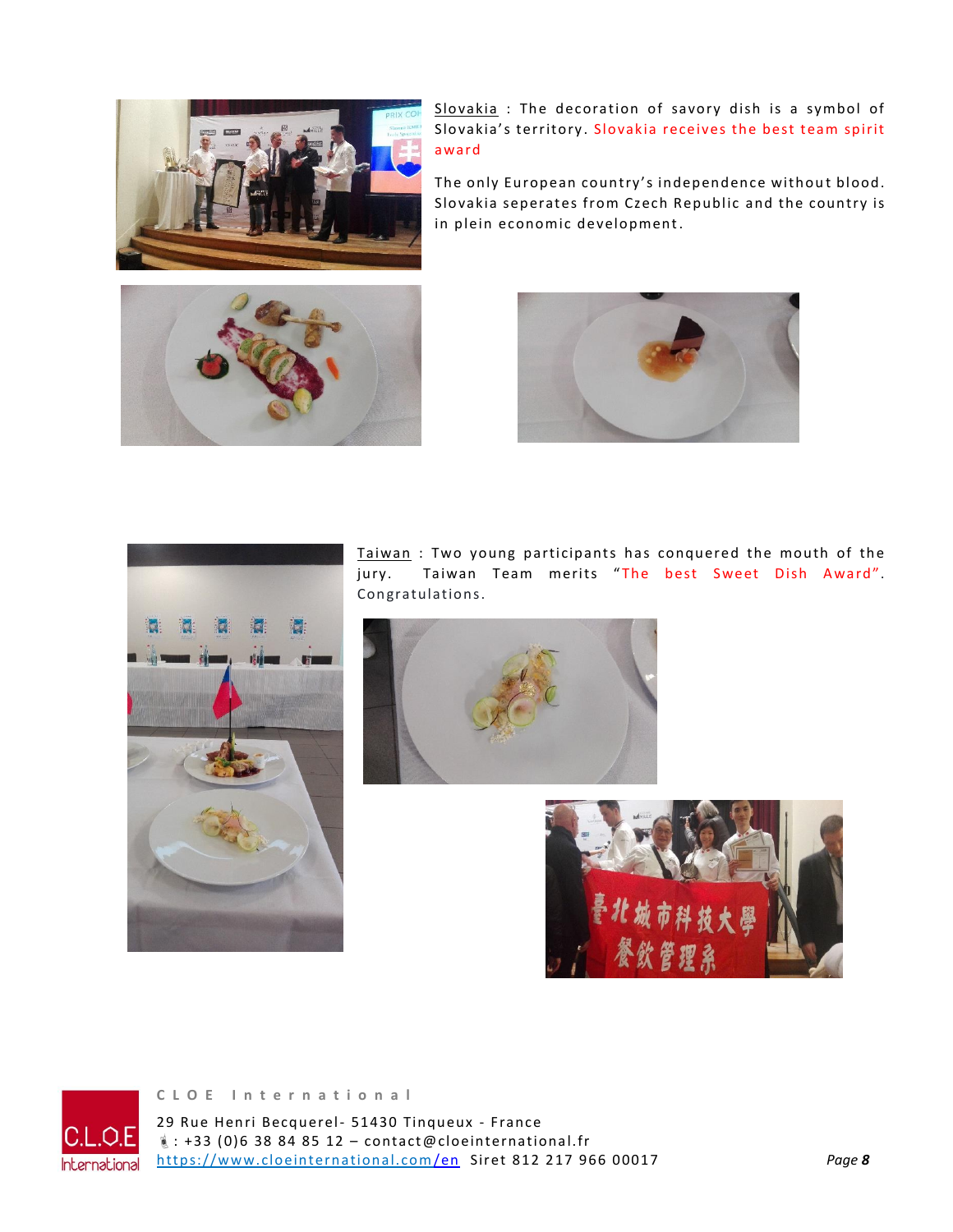<u>Slovakia</u> : The decoration of savory dish is a symbol of Slovakia's territory. Slovakia receives the best team spirit award

The only European country's independence without blood. Slovakia seperates from Czech Republic and the country is in plein economic development.

<u>Taiwan</u> : Two young participants has conquered the mouth of the jury. Taiwan Team merits "The best Sweet Dish Award". Congratulations.

**C L O E  I n t e r n a t i o n a l**

29 Rue Henri Becquerel- 51430 Tinqueux - France

: +33 (0)6 38 84 85 12 – contact@cloeinternational.fr

https://www.cloeinternational.com/en Siret 812 217 966 00017